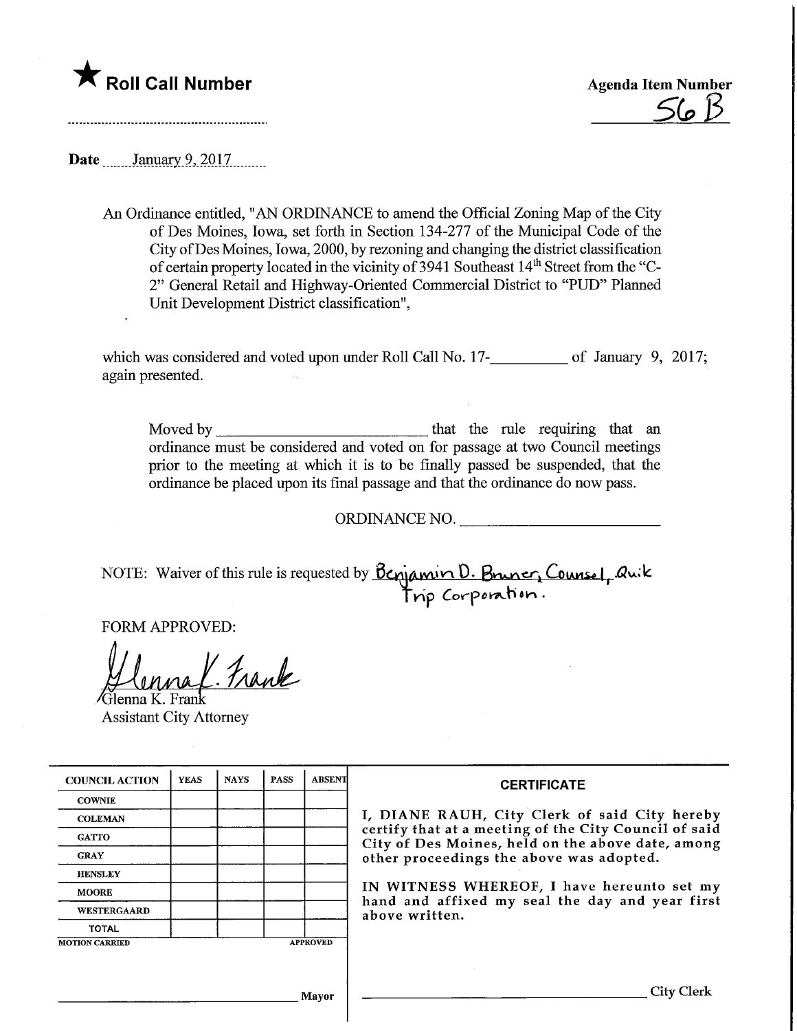★ **Roll Call Number**

**Agenda Item Number**

56 B

---

**Date** January 9, 2017

An Ordinance entitled, "AN ORDINANCE to amend the Official Zoning Map of the City of Des Moines, Iowa, set forth in Section 134-277 of the Municipal Code of the City of Des Moines, Iowa, 2000, by rezoning and changing the district classification of certain property located in the vicinity of 3941 Southeast 14th Street from the "C-2" General Retail and Highway-Oriented Commercial District to "PUD" Planned Unit Development District classification",

which was considered and voted upon under Roll Call No. 17-__________ of January 9, 2017; again presented.

Moved by ____________________________ that the rule requiring that an ordinance must be considered and voted on for passage at two Council meetings prior to the meeting at which it is to be finally passed be suspended, that the ordinance be placed upon its final passage and that the ordinance do now pass.

ORDINANCE NO. ____________________________

NOTE: Waiver of this rule is requested by Benjamin D. Bruner, Counsel, Quik Trip Corporation.

FORM APPROVED:

Glenna K. Frank
Glenna K. Frank
Assistant City Attorney

| COUNCIL ACTION | YEAS | NAYS | PASS | ABSENT |
|---|---|---|---|---|
| COWNIE | | | | |
| COLEMAN | | | | |
| GATTO | | | | |
| GRAY | | | | |
| HENSLEY | | | | |
| MOORE | | | | |
| WESTERGAARD | | | | |
| TOTAL | | | | |
| MOTION CARRIED | | | | APPROVED |

____________________________ Mayor

**CERTIFICATE**

I, DIANE RAUH, City Clerk of said City hereby certify that at a meeting of the City Council of said City of Des Moines, held on the above date, among other proceedings the above was adopted.

IN WITNESS WHEREOF, I have hereunto set my hand and affixed my seal the day and year first above written.

____________________________ City Clerk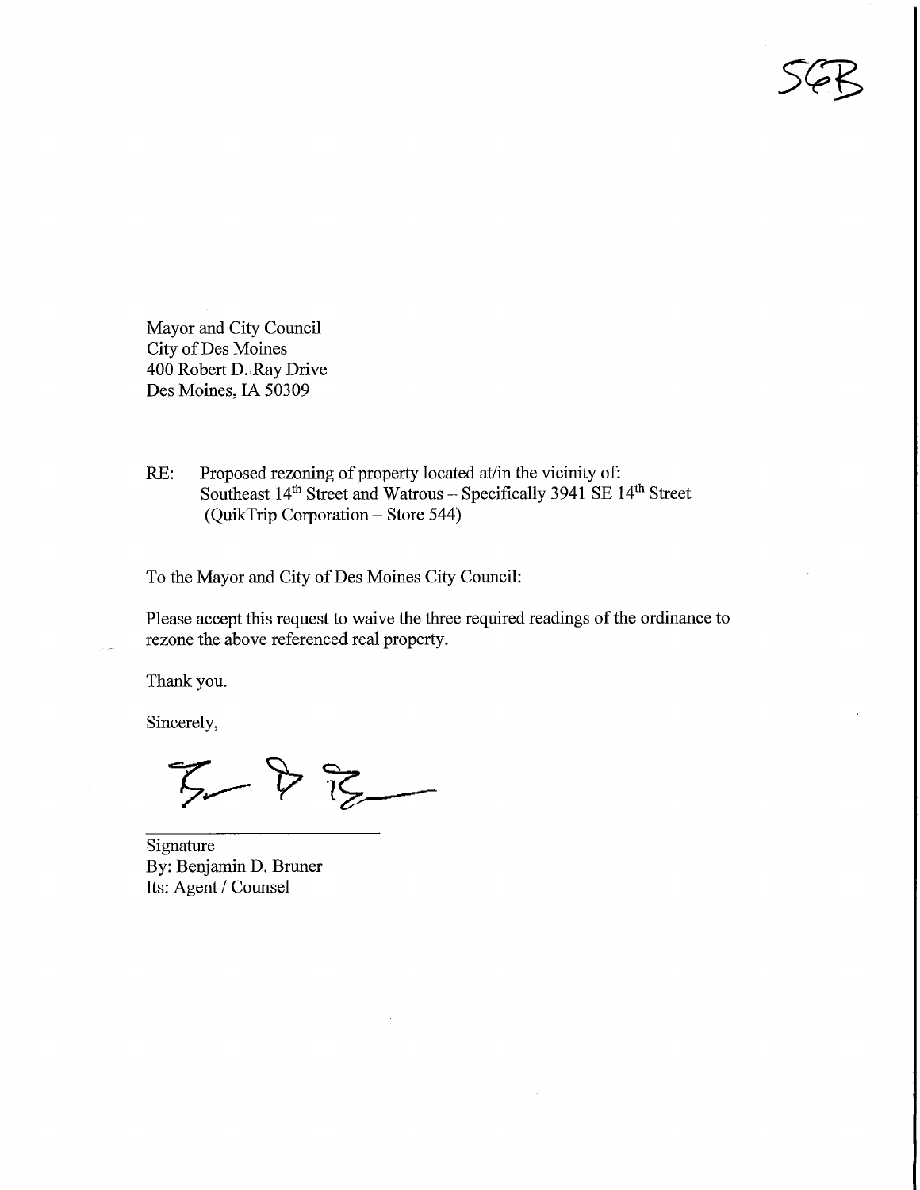56B

Mayor and City Council
City of Des Moines
400 Robert D. Ray Drive
Des Moines, IA 50309

RE: Proposed rezoning of property located at/in the vicinity of:
Southeast 14th Street and Watrous – Specifically 3941 SE 14th Street
(QuikTrip Corporation – Store 544)

To the Mayor and City of Des Moines City Council:

Please accept this request to waive the three required readings of the ordinance to rezone the above referenced real property.

Thank you.

Sincerely,

Signature
By: Benjamin D. Bruner
Its: Agent / Counsel